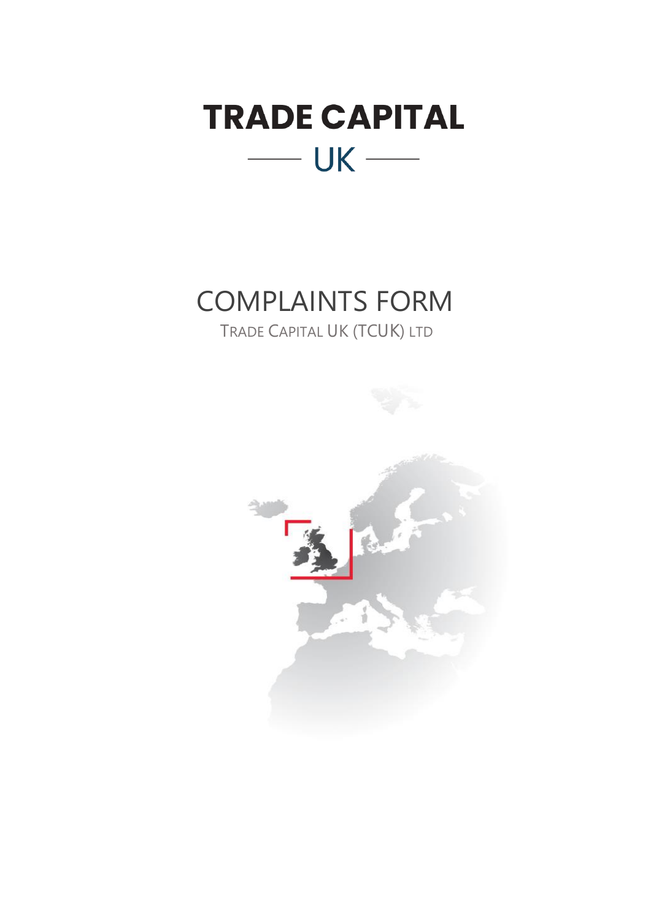# TRADE CAPITAL

UK

## COMPLAINTS FORM

TRADE CAPITAL UK (TCUK) LTD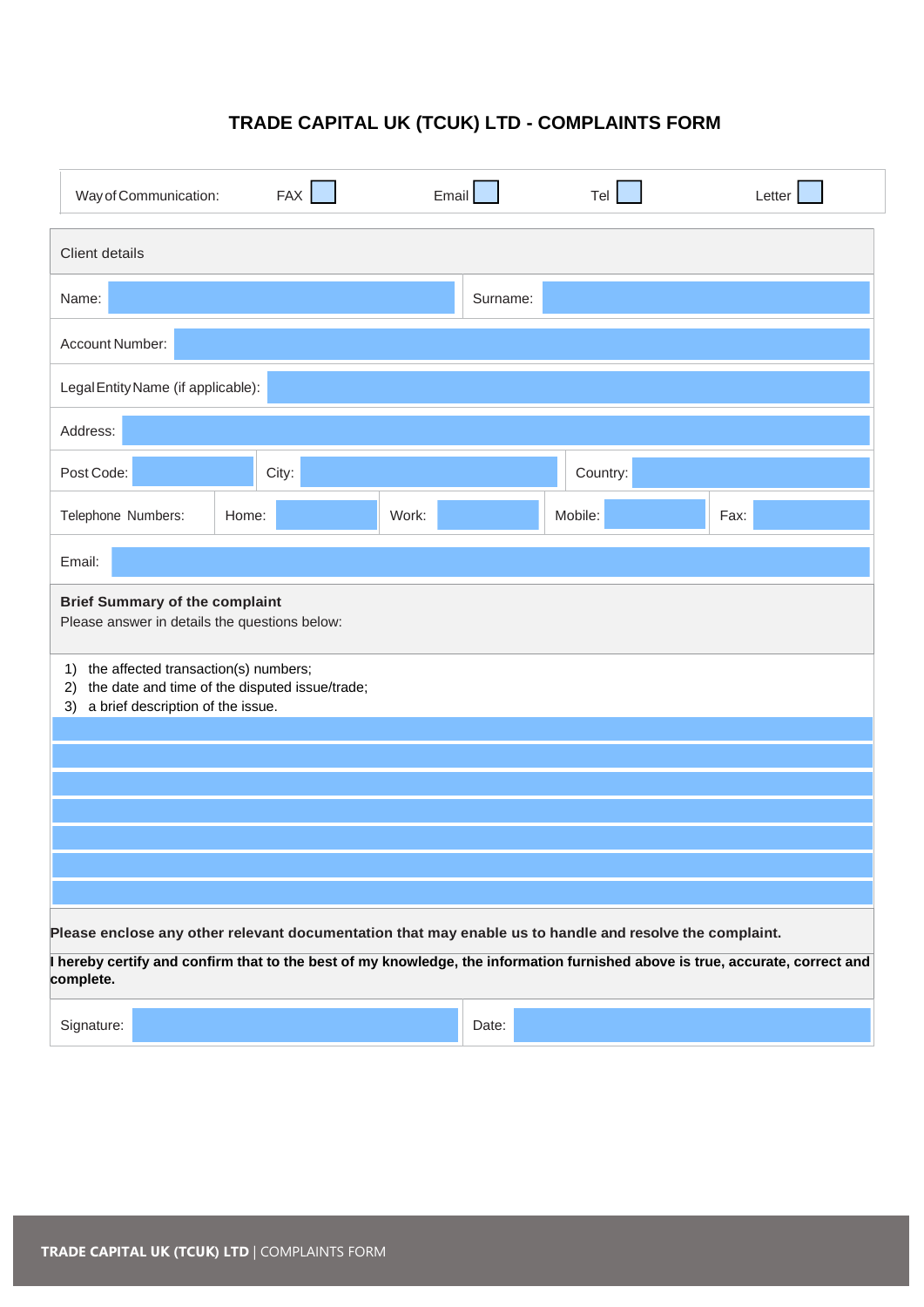# TRADE CAPITAL UK (TCUK) LTD - COMPLAINTS FORM

| Way of Communication: | FAX ☐ | Email ☐ | Tel ☐ | Letter ☐ |
|---|---|---|---|---|

**Client details**

| Name: | | Surname: | |
|---|---|---|---|

| Account Number: | |
|---|---|
| Legal Entity Name (if applicable): | |
| Address: | |

| Post Code: | | City: | | Country: | |
|---|---|---|---|---|---|

| Telephone Numbers: | Home: | | Work: | | Mobile: | | Fax: | |
|---|---|---|---|---|---|---|---|---|

| Email: | |
|---|---|

**Brief Summary of the complaint**

Please answer in details the questions below:

1) the affected transaction(s) numbers;
2) the date and time of the disputed issue/trade;
3) a brief description of the issue.

**Please enclose any other relevant documentation that may enable us to handle and resolve the complaint.**

***I hereby certify and confirm that to the best of my knowledge, the information furnished above is true, accurate, correct and complete.***

| Signature: | | Date: | |
|---|---|---|---|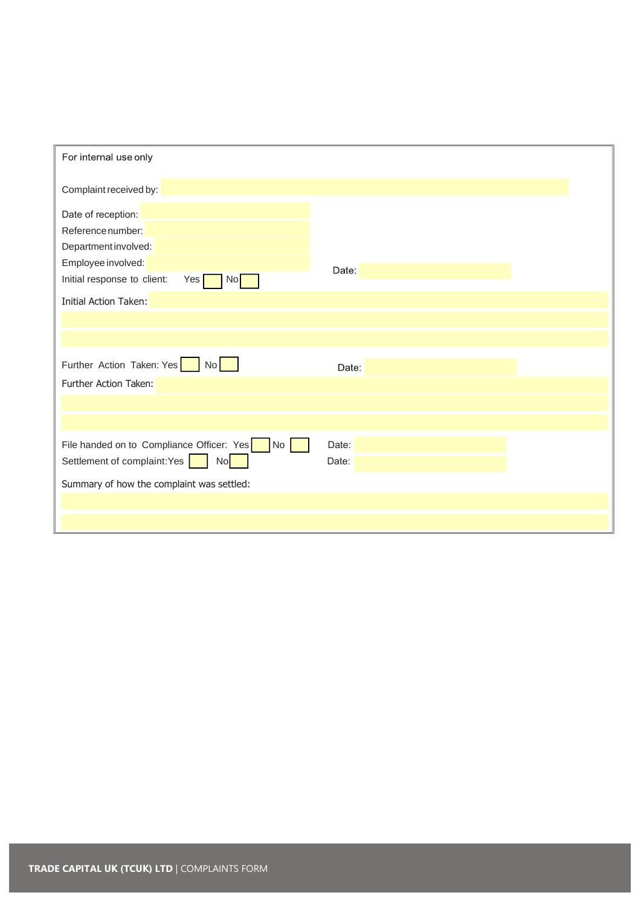For internal use only

Complaint received by:

Date of reception:

Reference number:

Department involved:

Employee involved:

Initial response to client: Yes ☐ No ☐ Date:

Initial Action Taken:

Further Action Taken: Yes ☐ No ☐ Date:

Further Action Taken:

File handed on to Compliance Officer: Yes ☐ No ☐ Date:

Settlement of complaint: Yes ☐ No ☐ Date:

Summary of how the complaint was settled: